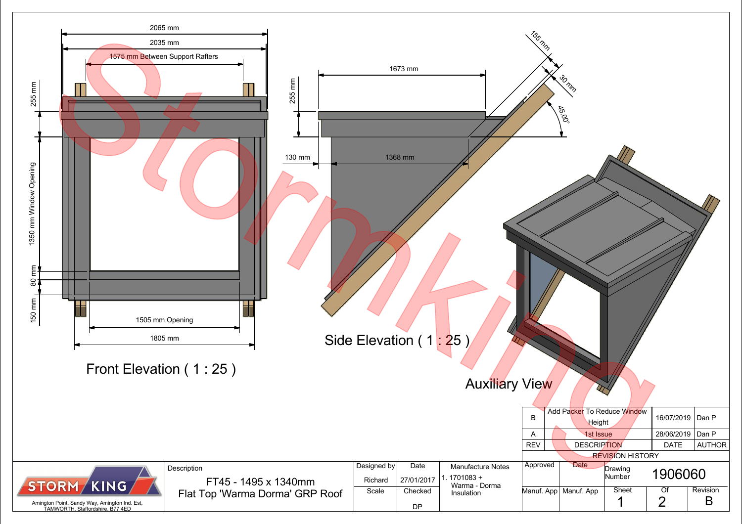## Front Elevation ( 1 : 25 )

- 2065 mm
- 2035 mm
- 1575 mm Between Support Rafters
- 255 mm
- 1350 mm Window Opening
- 80 mm
- 150 mm
- 1505 mm Opening
- 1805 mm

## Side Elevation ( 1 : 25 )

- 1673 mm
- 255 mm
- 130 mm
- 1368 mm
- 155 mm
- 30 mm
- 45.00°

## Auxiliary View

Stormking

### REVISION HISTORY

| REV | DESCRIPTION | DATE | AUTHOR |
|---|---|---|---|
| B | Add Packer To Reduce Window Height | 16/07/2019 | Dan P |
| A | 1st Issue | 28/06/2019 | Dan P |

| STORM KING | Description | Designed by | Date | Manufacture Notes | Approved | Date | Drawing Number | | |
|---|---|---|---|---|---|---|---|---|---|
| Amington Point, Sandy Way, Amington Ind. Est, TAMWORTH, Staffordshire. B77 4ED | FT45 - 1495 x 1340mm Flat Top 'Warma Dorma' GRP Roof | Richard | 27/01/2017 | 1. 1701083 + Warma - Dorma Insulation | | | 1906060 | | |
| | | Scale | Checked | | Manuf. App | Manuf. App | Sheet | Of | Revision |
| | | | DP | | | | 1 | 2 | B |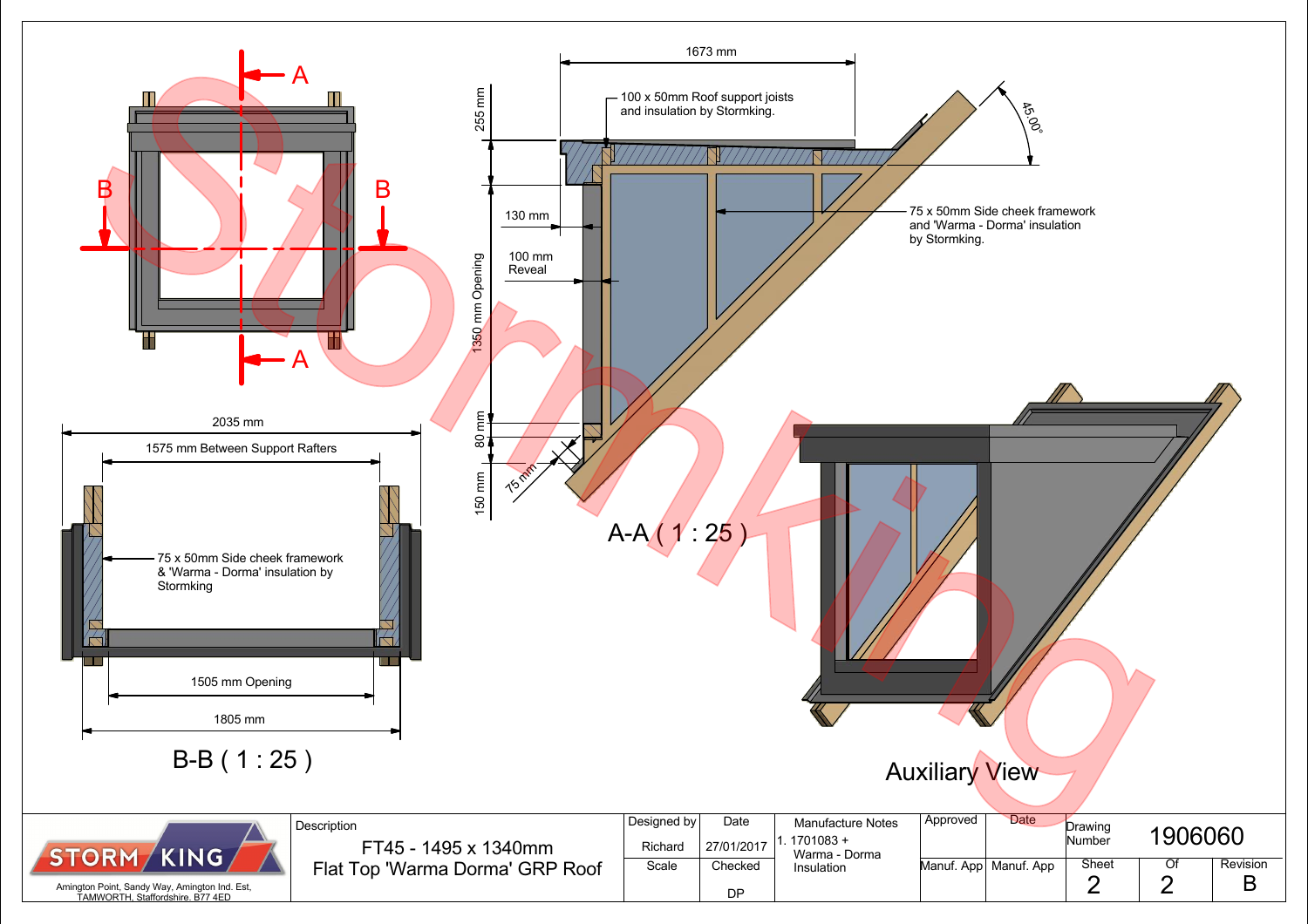A

A

B

B

1673 mm

100 x 50mm Roof support joists and insulation by Stormking.

45.00°

255 mm

130 mm

75 x 50mm Side cheek framework and 'Warma - Dorma' insulation by Stormking.

100 mm Reveal

1350 mm Opening

80 mm

150 mm

75 mm

A-A ( 1 : 25 )

2035 mm

1575 mm Between Support Rafters

75 x 50mm Side cheek framework & 'Warma - Dorma' insulation by Stormking

1505 mm Opening

1805 mm

B-B ( 1 : 25 )

Auxiliary View

Stormking

| | | | | | | | | | |
|---|---|---|---|---|---|---|---|---|---|
| STORM KING<br>Amington Point, Sandy Way, Amington Ind. Est, TAMWORTH, Staffordshire. B77 4ED | Description<br>FT45 - 1495 x 1340mm<br>Flat Top 'Warma Dorma' GRP Roof | Designed by<br>Richard | Date<br>27/01/2017 | Manufacture Notes<br>1. 1701083 + Warma - Dorma Insulation | Approved | Date | Drawing Number | 1906060 | |
| | | Scale | Checked<br>DP | | Manuf. App | Manuf. App | Sheet<br>2 | Of<br>2 | Revision<br>B |